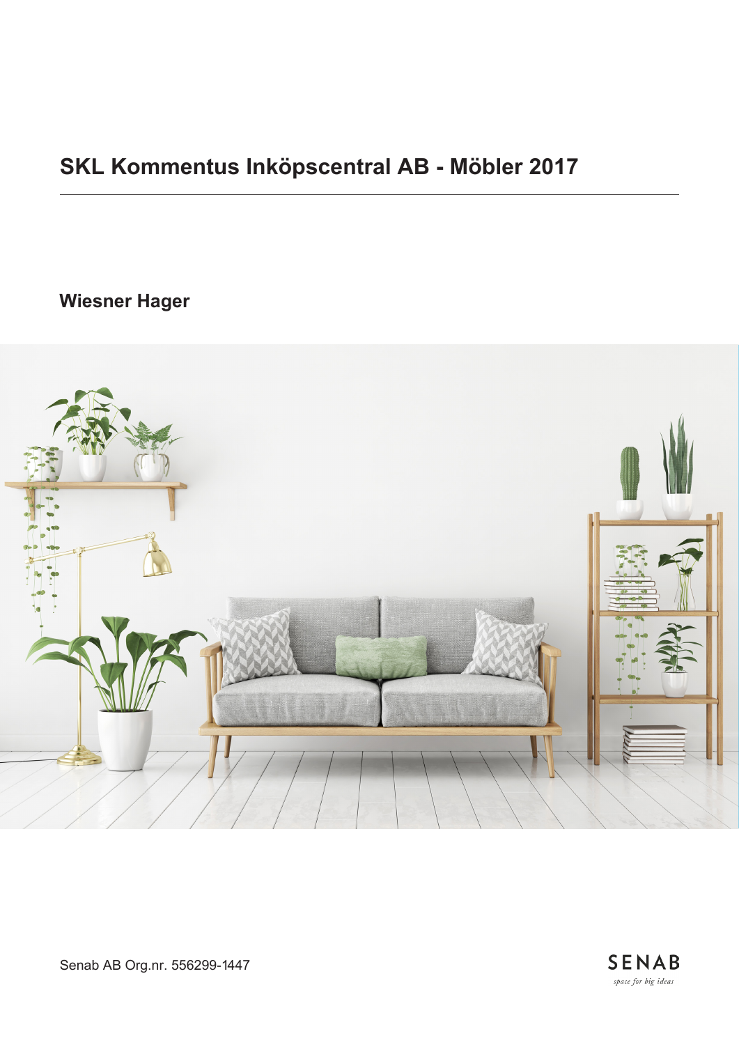# SKL Kommentus Inköpscentral AB - Möbler 2017

## Wiesner Hager

Senab AB Org.nr. 556299-1447

SENAB

space for big ideas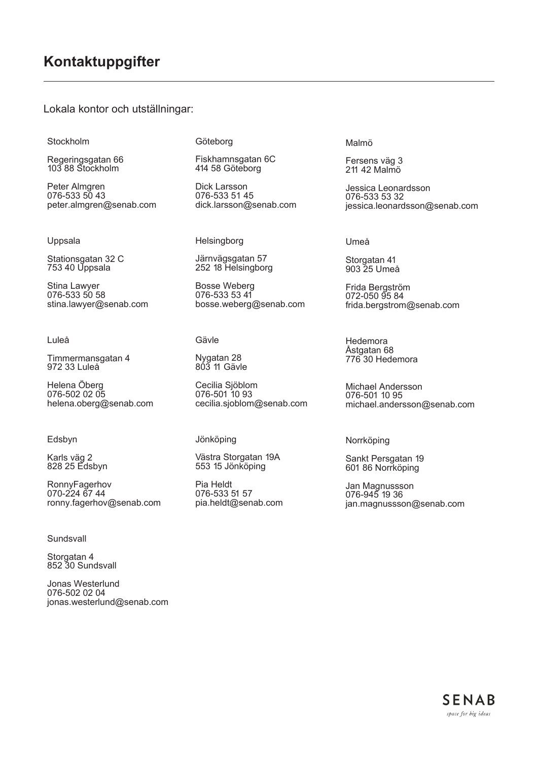# Kontaktuppgifter

Lokala kontor och utställningar:

Stockholm

Regeringsgatan 66
103 88 Stockholm

Peter Almgren
076-533 50 43
peter.almgren@senab.com

Göteborg

Fiskhamnsgatan 6C
414 58 Göteborg

Dick Larsson
076-533 51 45
dick.larsson@senab.com

Malmö

Fersens väg 3
211 42 Malmö

Jessica Leonardsson
076-533 53 32
jessica.leonardsson@senab.com

Uppsala

Stationsgatan 32 C
753 40 Uppsala

Stina Lawyer
076-533 50 58
stina.lawyer@senab.com

Helsingborg

Järnvägsgatan 57
252 18 Helsingborg

Bosse Weberg
076-533 53 41
bosse.weberg@senab.com

Umeå

Storgatan 41
903 25 Umeå

Frida Bergström
072-050 95 84
frida.bergstrom@senab.com

Luleå

Timmermansgatan 4
972 33 Luleå

Helena Öberg
076-502 02 05
helena.oberg@senab.com

Gävle

Nygatan 28
803 11 Gävle

Cecilia Sjöblom
076-501 10 93
cecilia.sjoblom@senab.com

Hedemora
Åstgatan 68
776 30 Hedemora

Michael Andersson
076-501 10 95
michael.andersson@senab.com

Edsbyn

Karls väg 2
828 25 Edsbyn

RonnyFagerhov
070-224 67 44
ronny.fagerhov@senab.com

Jönköping

Västra Storgatan 19A
553 15 Jönköping

Pia Heldt
076-533 51 57
pia.heldt@senab.com

Norrköping

Sankt Persgatan 19
601 86 Norrköping

Jan Magnussson
076-945 19 36
jan.magnussson@senab.com

Sundsvall

Storgatan 4
852 30 Sundsvall

Jonas Westerlund
076-502 02 04
jonas.westerlund@senab.com

SENAB
*space for big ideas*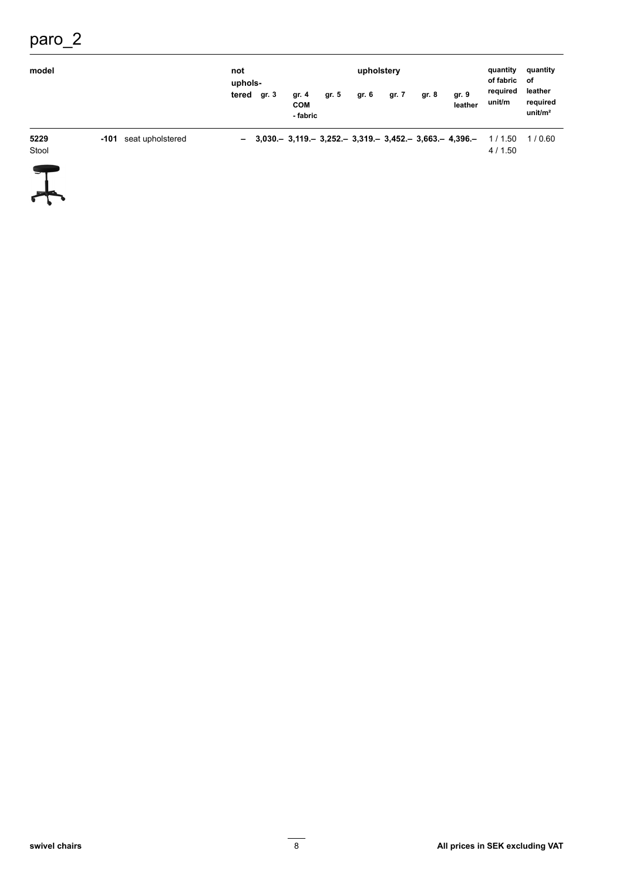# paro_2

| model | | not upholstered | upholstery gr. 3 | gr. 4 COM - fabric | gr. 5 | gr. 6 | gr. 7 | gr. 8 | gr. 9 leather | quantity of fabric required unit/m | quantity of leather required unit/m² |
| --- | --- | --- | --- | --- | --- | --- | --- | --- | --- | --- | --- |
| **5229** Stool | **-101** seat upholstered | **–** | **3,030.–** | **3,119.–** | **3,252.–** | **3,319.–** | **3,452.–** | **3,663.–** | **4,396.–** | 1 / 1.50 4 / 1.50 | 1 / 0.60 |

**swivel chairs**

**All prices in SEK excluding VAT**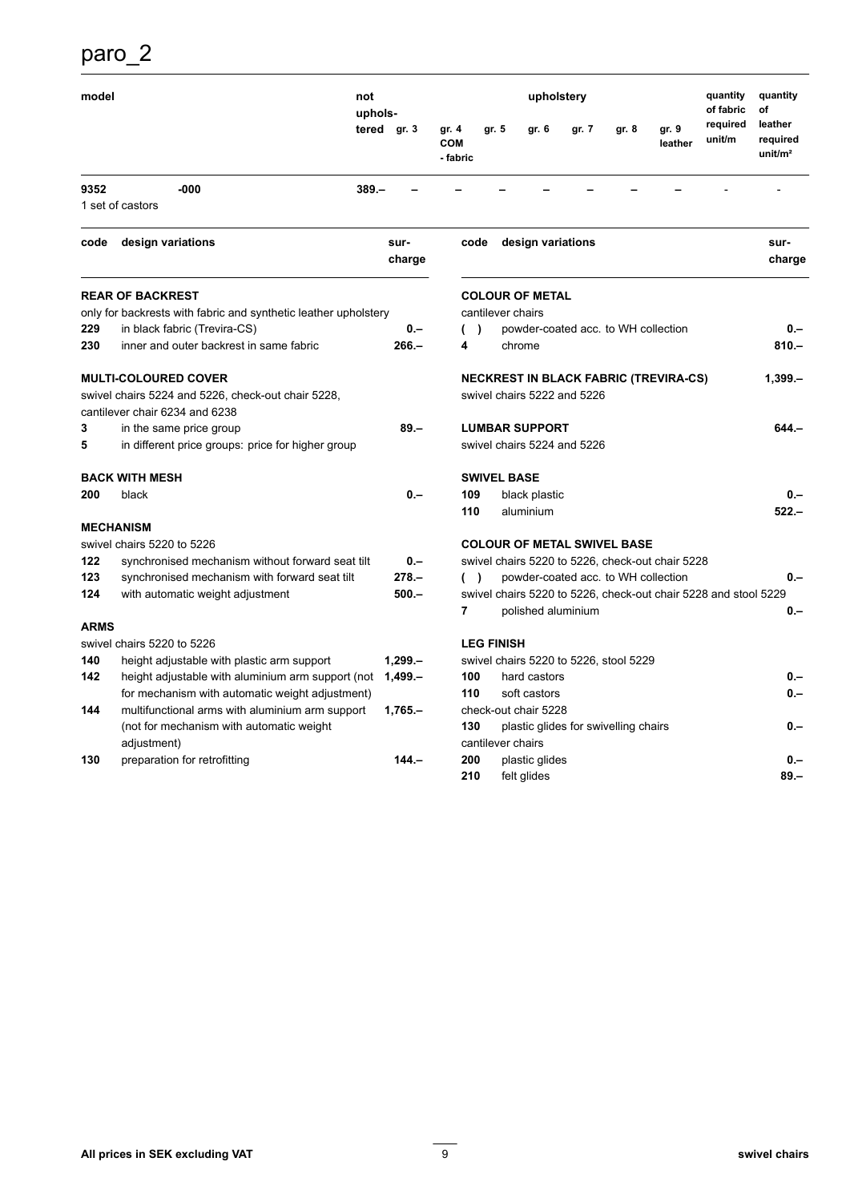# paro_2

| model | | not upholstered | gr. 3 | gr. 4 COM - fabric | gr. 5 | gr. 6 | gr. 7 | gr. 8 | gr. 9 leather | quantity of fabric required unit/m | quantity of leather required unit/m² |
|---|---|---|---|---|---|---|---|---|---|---|---|
| 9352<br>1 set of castors | -000 | 389.– | – | – | – | – | – | – | – | - | - |

| code | design variations | surcharge |
|---|---|---|
| | **REAR OF BACKREST** | |
| | only for backrests with fabric and synthetic leather upholstery | |
| 229 | in black fabric (Trevira-CS) | 0.– |
| 230 | inner and outer backrest in same fabric | 266.– |
| | **MULTI-COLOURED COVER** | |
| | swivel chairs 5224 and 5226, check-out chair 5228, cantilever chair 6234 and 6238 | |
| 3 | in the same price group | 89.– |
| 5 | in different price groups: price for higher group | |
| | **BACK WITH MESH** | |
| 200 | black | 0.– |
| | **MECHANISM** | |
| | swivel chairs 5220 to 5226 | |
| 122 | synchronised mechanism without forward seat tilt | 0.– |
| 123 | synchronised mechanism with forward seat tilt | 278.– |
| 124 | with automatic weight adjustment | 500.– |
| | **ARMS** | |
| | swivel chairs 5220 to 5226 | |
| 140 | height adjustable with plastic arm support | 1,299.– |
| 142 | height adjustable with aluminium arm support (not for mechanism with automatic weight adjustment) | 1,499.– |
| 144 | multifunctional arms with aluminium arm support (not for mechanism with automatic weight adjustment) | 1,765.– |
| 130 | preparation for retrofitting | 144.– |

| code | design variations | surcharge |
|---|---|---|
| | **COLOUR OF METAL** | |
| | cantilever chairs | |
| ( ) | powder-coated acc. to WH collection | 0.– |
| 4 | chrome | 810.– |
| | **NECKREST IN BLACK FABRIC (TREVIRA-CS)** | 1,399.– |
| | swivel chairs 5222 and 5226 | |
| | **LUMBAR SUPPORT** | 644.– |
| | swivel chairs 5224 and 5226 | |
| | **SWIVEL BASE** | |
| 109 | black plastic | 0.– |
| 110 | aluminium | 522.– |
| | **COLOUR OF METAL SWIVEL BASE** | |
| | swivel chairs 5220 to 5226, check-out chair 5228 | |
| ( ) | powder-coated acc. to WH collection | 0.– |
| | swivel chairs 5220 to 5226, check-out chair 5228 and stool 5229 | |
| 7 | polished aluminium | 0.– |
| | **LEG FINISH** | |
| | swivel chairs 5220 to 5226, stool 5229 | |
| 100 | hard castors | 0.– |
| 110 | soft castors | 0.– |
| | check-out chair 5228 | |
| 130 | plastic glides for swivelling chairs | 0.– |
| | cantilever chairs | |
| 200 | plastic glides | 0.– |
| 210 | felt glides | 89.– |

**All prices in SEK excluding VAT** | **swivel chairs**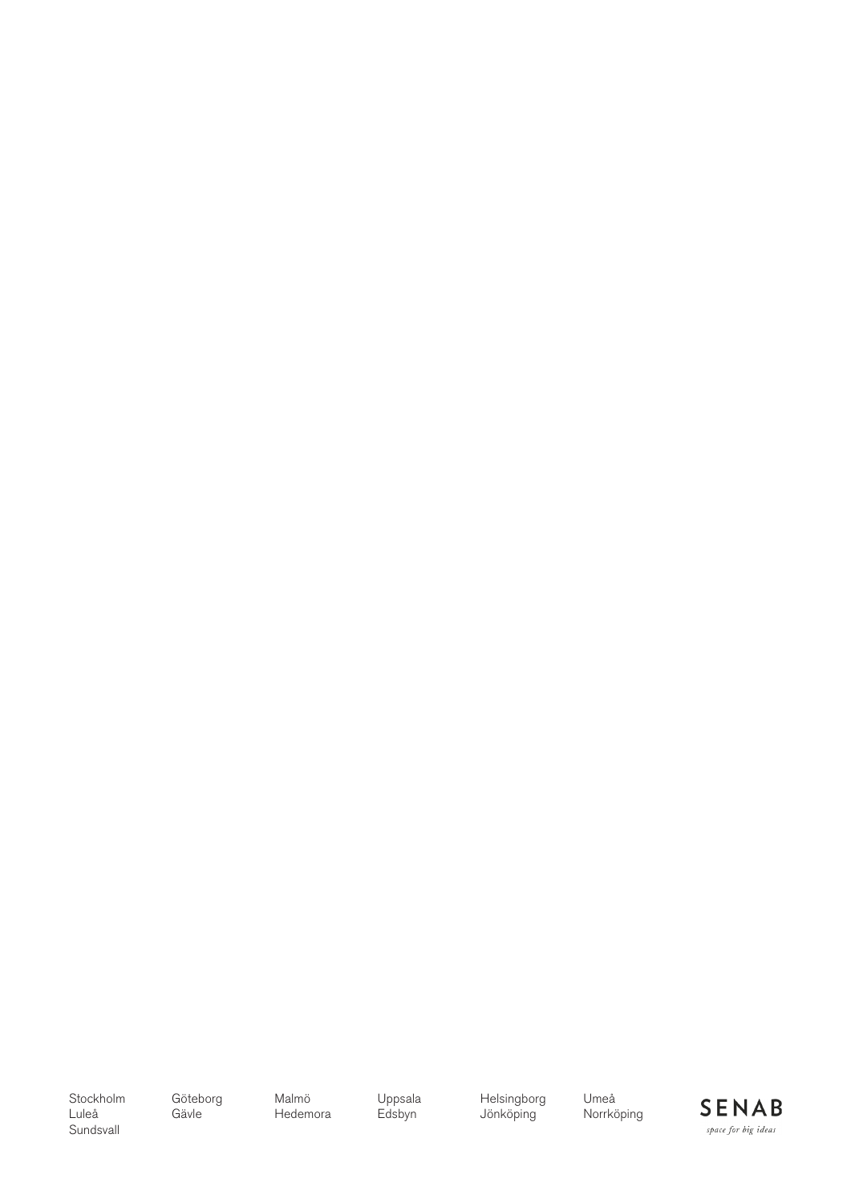Stockholm
Luleå
Sundsvall

Göteborg
Gävle

Malmö
Hedemora

Uppsala
Edsbyn

Helsingborg
Jönköping

Umeå
Norrköping

**SENAB**
*space for big ideas*